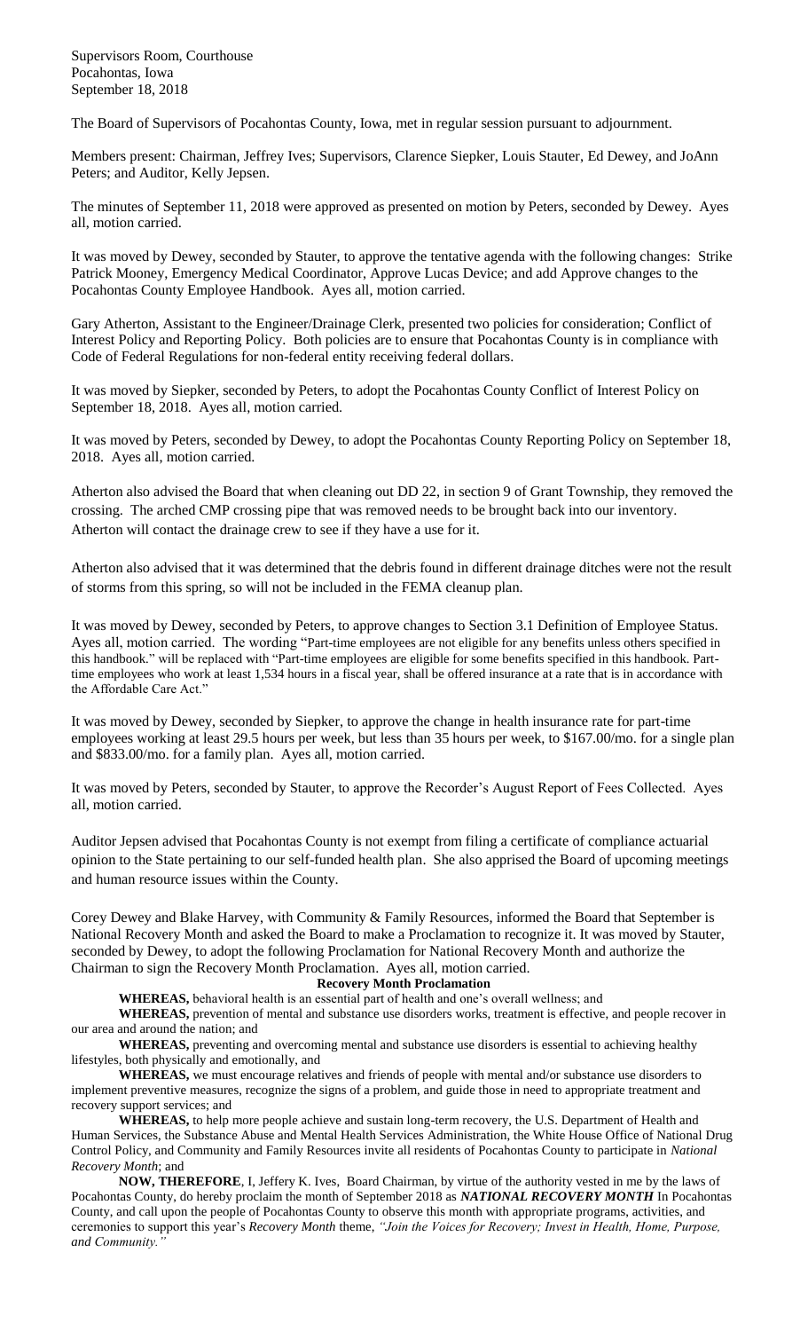Supervisors Room, Courthouse
Pocahontas, Iowa
September 18, 2018

The Board of Supervisors of Pocahontas County, Iowa, met in regular session pursuant to adjournment.

Members present: Chairman, Jeffrey Ives; Supervisors, Clarence Siepker, Louis Stauter, Ed Dewey, and JoAnn Peters; and Auditor, Kelly Jepsen.

The minutes of September 11, 2018 were approved as presented on motion by Peters, seconded by Dewey. Ayes all, motion carried.

It was moved by Dewey, seconded by Stauter, to approve the tentative agenda with the following changes: Strike Patrick Mooney, Emergency Medical Coordinator, Approve Lucas Device; and add Approve changes to the Pocahontas County Employee Handbook. Ayes all, motion carried.

Gary Atherton, Assistant to the Engineer/Drainage Clerk, presented two policies for consideration; Conflict of Interest Policy and Reporting Policy. Both policies are to ensure that Pocahontas County is in compliance with Code of Federal Regulations for non-federal entity receiving federal dollars.

It was moved by Siepker, seconded by Peters, to adopt the Pocahontas County Conflict of Interest Policy on September 18, 2018. Ayes all, motion carried.

It was moved by Peters, seconded by Dewey, to adopt the Pocahontas County Reporting Policy on September 18, 2018. Ayes all, motion carried.

Atherton also advised the Board that when cleaning out DD 22, in section 9 of Grant Township, they removed the crossing. The arched CMP crossing pipe that was removed needs to be brought back into our inventory. Atherton will contact the drainage crew to see if they have a use for it.

Atherton also advised that it was determined that the debris found in different drainage ditches were not the result of storms from this spring, so will not be included in the FEMA cleanup plan.

It was moved by Dewey, seconded by Peters, to approve changes to Section 3.1 Definition of Employee Status. Ayes all, motion carried. The wording "Part-time employees are not eligible for any benefits unless others specified in this handbook." will be replaced with "Part-time employees are eligible for some benefits specified in this handbook. Part-time employees who work at least 1,534 hours in a fiscal year, shall be offered insurance at a rate that is in accordance with the Affordable Care Act."

It was moved by Dewey, seconded by Siepker, to approve the change in health insurance rate for part-time employees working at least 29.5 hours per week, but less than 35 hours per week, to $167.00/mo. for a single plan and $833.00/mo. for a family plan. Ayes all, motion carried.

It was moved by Peters, seconded by Stauter, to approve the Recorder's August Report of Fees Collected. Ayes all, motion carried.

Auditor Jepsen advised that Pocahontas County is not exempt from filing a certificate of compliance actuarial opinion to the State pertaining to our self-funded health plan. She also apprised the Board of upcoming meetings and human resource issues within the County.

Corey Dewey and Blake Harvey, with Community & Family Resources, informed the Board that September is National Recovery Month and asked the Board to make a Proclamation to recognize it. It was moved by Stauter, seconded by Dewey, to adopt the following Proclamation for National Recovery Month and authorize the Chairman to sign the Recovery Month Proclamation. Ayes all, motion carried.

**Recovery Month Proclamation**

**WHEREAS,** behavioral health is an essential part of health and one's overall wellness; and

**WHEREAS,** prevention of mental and substance use disorders works, treatment is effective, and people recover in our area and around the nation; and

**WHEREAS,** preventing and overcoming mental and substance use disorders is essential to achieving healthy lifestyles, both physically and emotionally, and

**WHEREAS,** we must encourage relatives and friends of people with mental and/or substance use disorders to implement preventive measures, recognize the signs of a problem, and guide those in need to appropriate treatment and recovery support services; and

**WHEREAS,** to help more people achieve and sustain long-term recovery, the U.S. Department of Health and Human Services, the Substance Abuse and Mental Health Services Administration, the White House Office of National Drug Control Policy, and Community and Family Resources invite all residents of Pocahontas County to participate in *National Recovery Month*; and

**NOW, THEREFORE**, I, Jeffery K. Ives, Board Chairman, by virtue of the authority vested in me by the laws of Pocahontas County, do hereby proclaim the month of September 2018 as ***NATIONAL RECOVERY MONTH*** In Pocahontas County, and call upon the people of Pocahontas County to observe this month with appropriate programs, activities, and ceremonies to support this year's *Recovery Month* theme, *"Join the Voices for Recovery; Invest in Health, Home, Purpose, and Community."*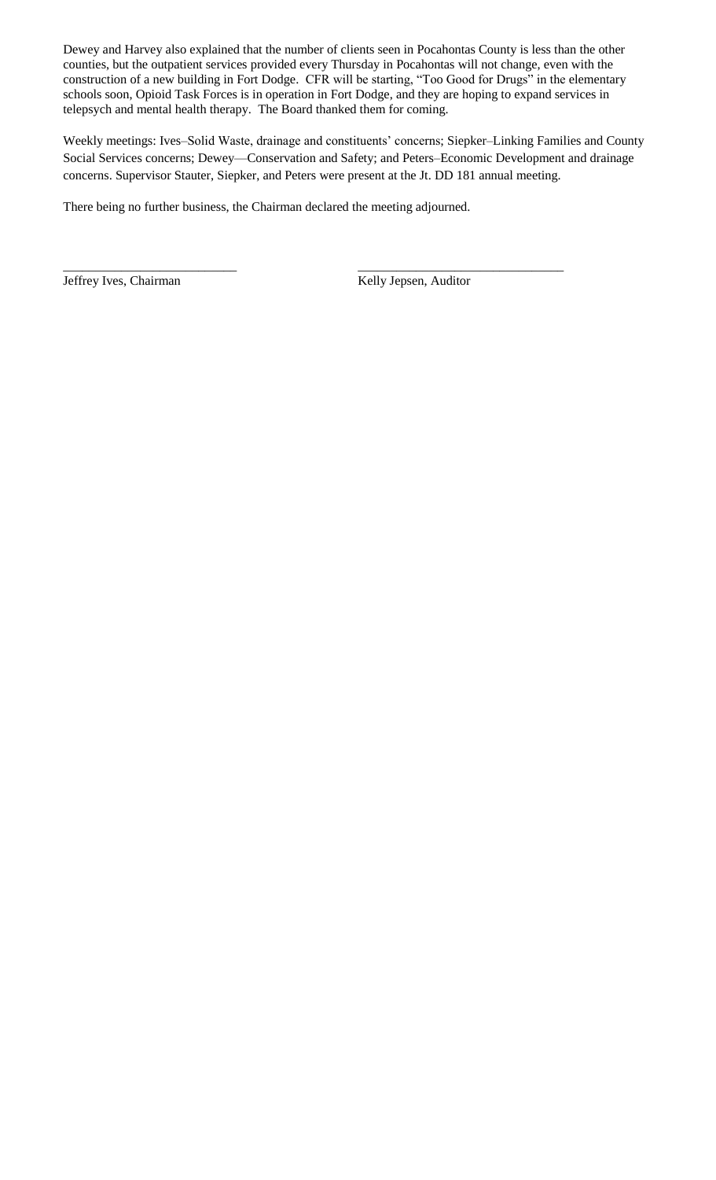Dewey and Harvey also explained that the number of clients seen in Pocahontas County is less than the other counties, but the outpatient services provided every Thursday in Pocahontas will not change, even with the construction of a new building in Fort Dodge. CFR will be starting, "Too Good for Drugs" in the elementary schools soon, Opioid Task Forces is in operation in Fort Dodge, and they are hoping to expand services in telepsych and mental health therapy. The Board thanked them for coming.

Weekly meetings: Ives–Solid Waste, drainage and constituents' concerns; Siepker–Linking Families and County Social Services concerns; Dewey—Conservation and Safety; and Peters–Economic Development and drainage concerns. Supervisor Stauter, Siepker, and Peters were present at the Jt. DD 181 annual meeting.

There being no further business, the Chairman declared the meeting adjourned.

___________________________ ________________________________

Jeffrey Ives, Chairman Kelly Jepsen, Auditor